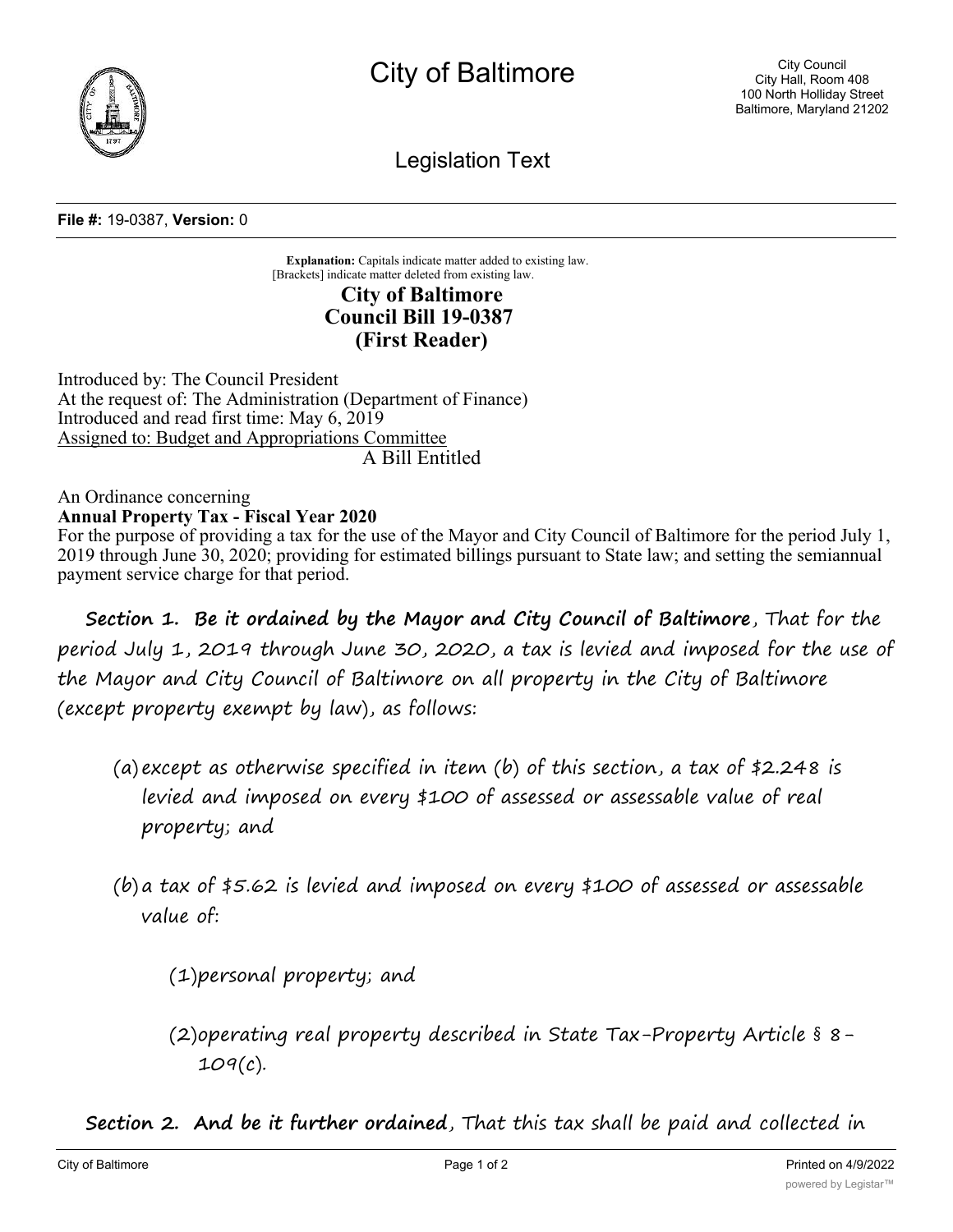# City of Baltimore

City Council
City Hall, Room 408
100 North Holliday Street
Baltimore, Maryland 21202

## Legislation Text

**File #:** 19-0387, **Version:** 0

**Explanation:** Capitals indicate matter added to existing law.
[Brackets] indicate matter deleted from existing law.

**City of Baltimore**
**Council Bill 19-0387**
**(First Reader)**

Introduced by: The Council President
At the request of: The Administration (Department of Finance)
Introduced and read first time: May 6, 2019
Assigned to: Budget and Appropriations Committee

A Bill Entitled

An Ordinance concerning
**Annual Property Tax - Fiscal Year 2020**
For the purpose of providing a tax for the use of the Mayor and City Council of Baltimore for the period July 1, 2019 through June 30, 2020; providing for estimated billings pursuant to State law; and setting the semiannual payment service charge for that period.

**Section 1. Be it ordained by the Mayor and City Council of Baltimore**, That for the period July 1, 2019 through June 30, 2020, a tax is levied and imposed for the use of the Mayor and City Council of Baltimore on all property in the City of Baltimore (except property exempt by law), as follows:

(a) except as otherwise specified in item (b) of this section, a tax of $2.248 is levied and imposed on every $100 of assessed or assessable value of real property; and

(b) a tax of $5.62 is levied and imposed on every $100 of assessed or assessable value of:

(1) personal property; and

(2) operating real property described in State Tax-Property Article § 8-109(c).

**Section 2. And be it further ordained**, That this tax shall be paid and collected in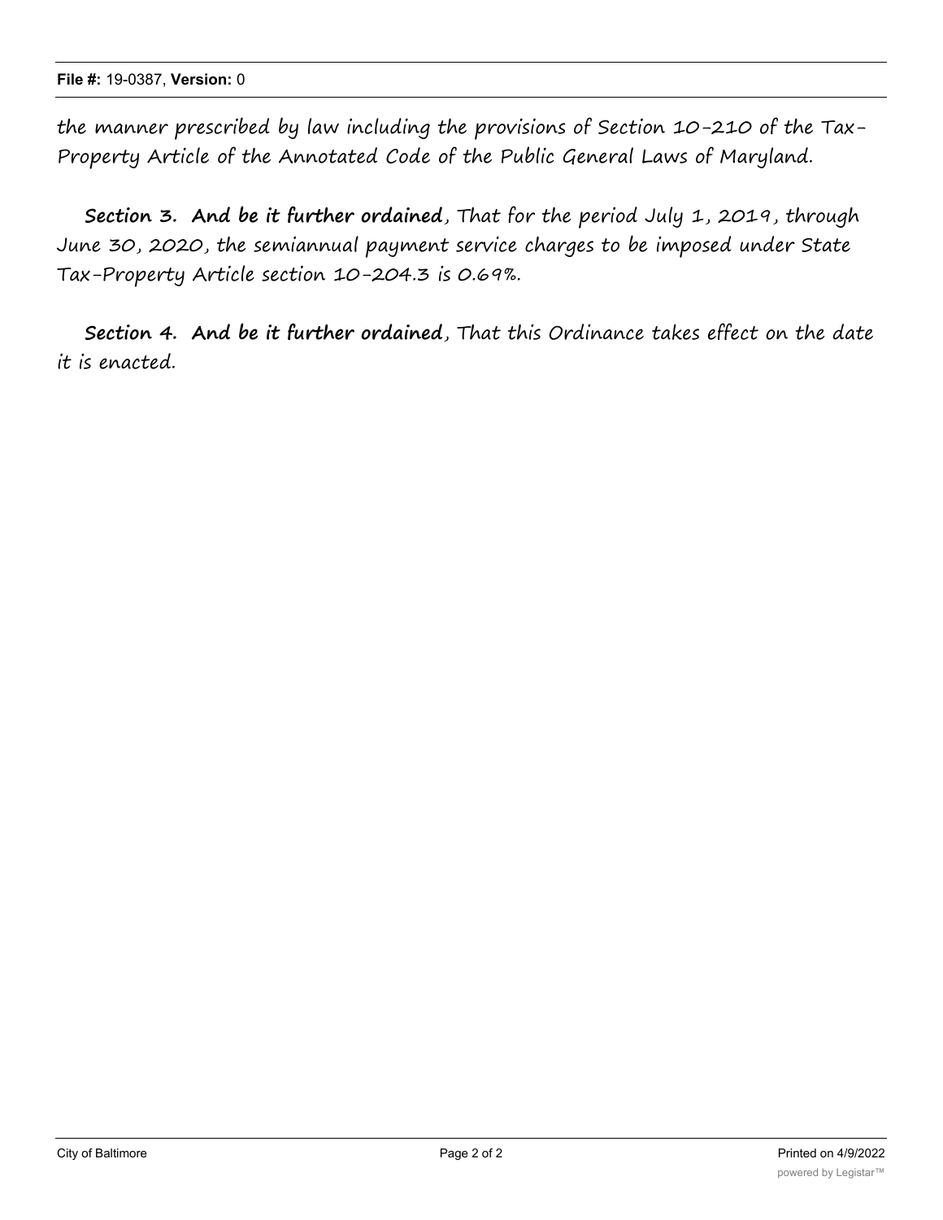the manner prescribed by law including the provisions of Section 10-210 of the Tax-Property Article of the Annotated Code of the Public General Laws of Maryland.

**Section 3. And be it further ordained**, That for the period July 1, 2019, through June 30, 2020, the semiannual payment service charges to be imposed under State Tax-Property Article section 10-204.3 is 0.69%.

**Section 4. And be it further ordained**, That this Ordinance takes effect on the date it is enacted.